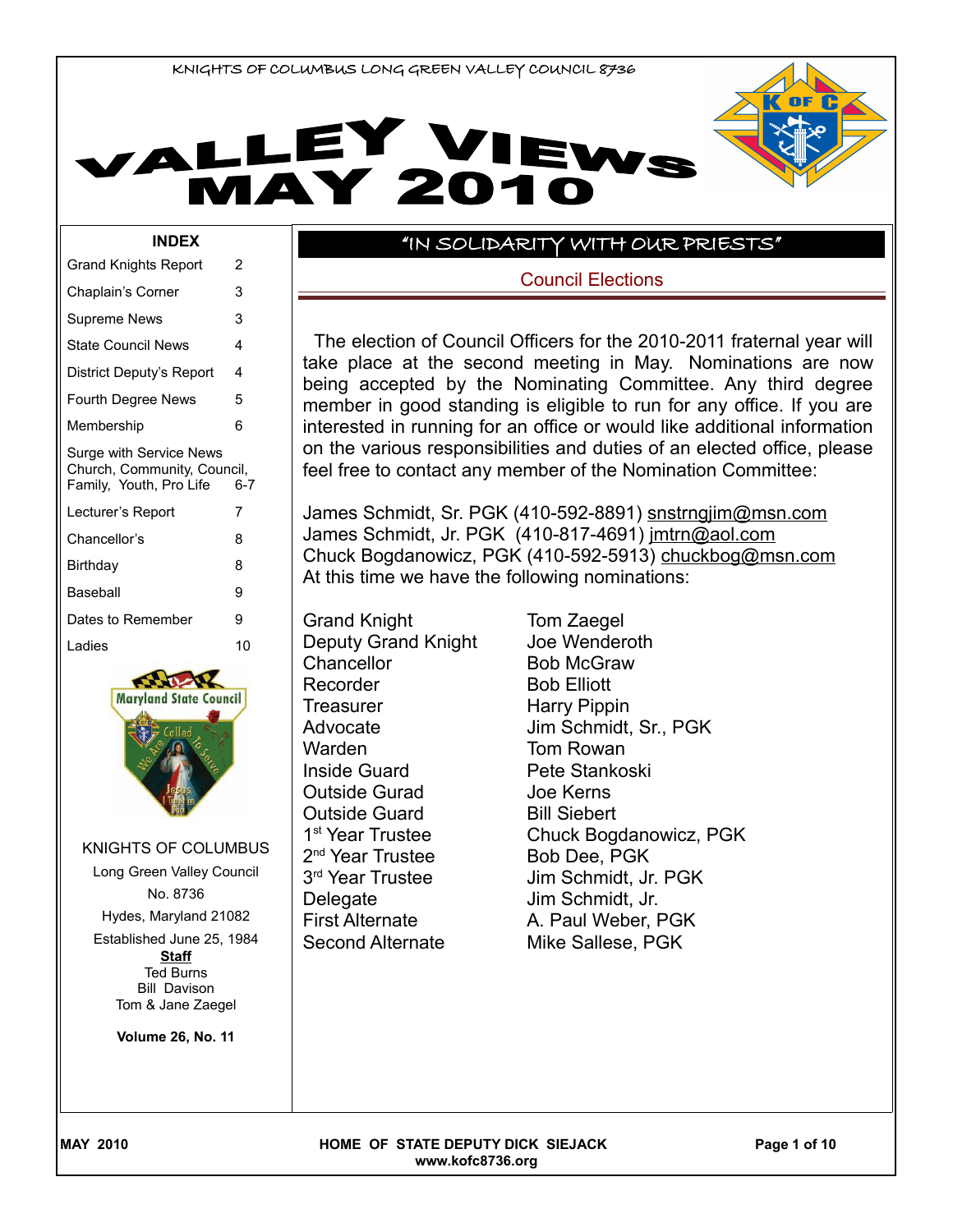KNIGHTS OF COLUMBUS LONG GREEN VALLEY COUNCIL 8736

# VALLEY VIEWS MAY 2010

## INDEX

| | |
|---|---|
| Grand Knights Report | 2 |
| Chaplain's Corner | 3 |
| Supreme News | 3 |
| State Council News | 4 |
| District Deputy's Report | 4 |
| Fourth Degree News | 5 |
| Membership | 6 |
| Surge with Service News Church, Community, Council, Family, Youth, Pro Life | 6-7 |
| Lecturer's Report | 7 |
| Chancellor's | 8 |
| Birthday | 8 |
| Baseball | 9 |
| Dates to Remember | 9 |
| Ladies | 10 |

KNIGHTS OF COLUMBUS
Long Green Valley Council
No. 8736
Hydes, Maryland 21082
Established June 25, 1984

**Staff**
Ted Burns
Bill Davison
Tom & Jane Zaegel

**Volume 26, No. 11**

## "IN SOLIDARITY WITH OUR PRIESTS"

### Council Elections

The election of Council Officers for the 2010-2011 fraternal year will take place at the second meeting in May. Nominations are now being accepted by the Nominating Committee. Any third degree member in good standing is eligible to run for any office. If you are interested in running for an office or would like additional information on the various responsibilities and duties of an elected office, please feel free to contact any member of the Nomination Committee:

James Schmidt, Sr. PGK (410-592-8891) snstrngjim@msn.com
James Schmidt, Jr. PGK (410-817-4691) jmtrn@aol.com
Chuck Bogdanowicz, PGK (410-592-5913) chuckbog@msn.com
At this time we have the following nominations:

| | |
|---|---|
| Grand Knight | Tom Zaegel |
| Deputy Grand Knight | Joe Wenderoth |
| Chancellor | Bob McGraw |
| Recorder | Bob Elliott |
| Treasurer | Harry Pippin |
| Advocate | Jim Schmidt, Sr., PGK |
| Warden | Tom Rowan |
| Inside Guard | Pete Stankoski |
| Outside Gurad | Joe Kerns |
| Outside Guard | Bill Siebert |
| 1st Year Trustee | Chuck Bogdanowicz, PGK |
| 2nd Year Trustee | Bob Dee, PGK |
| 3rd Year Trustee | Jim Schmidt, Jr. PGK |
| Delegate | Jim Schmidt, Jr. |
| First Alternate | A. Paul Weber, PGK |
| Second Alternate | Mike Sallese, PGK |

HOME OF STATE DEPUTY DICK SIEJACK
www.kofc8736.org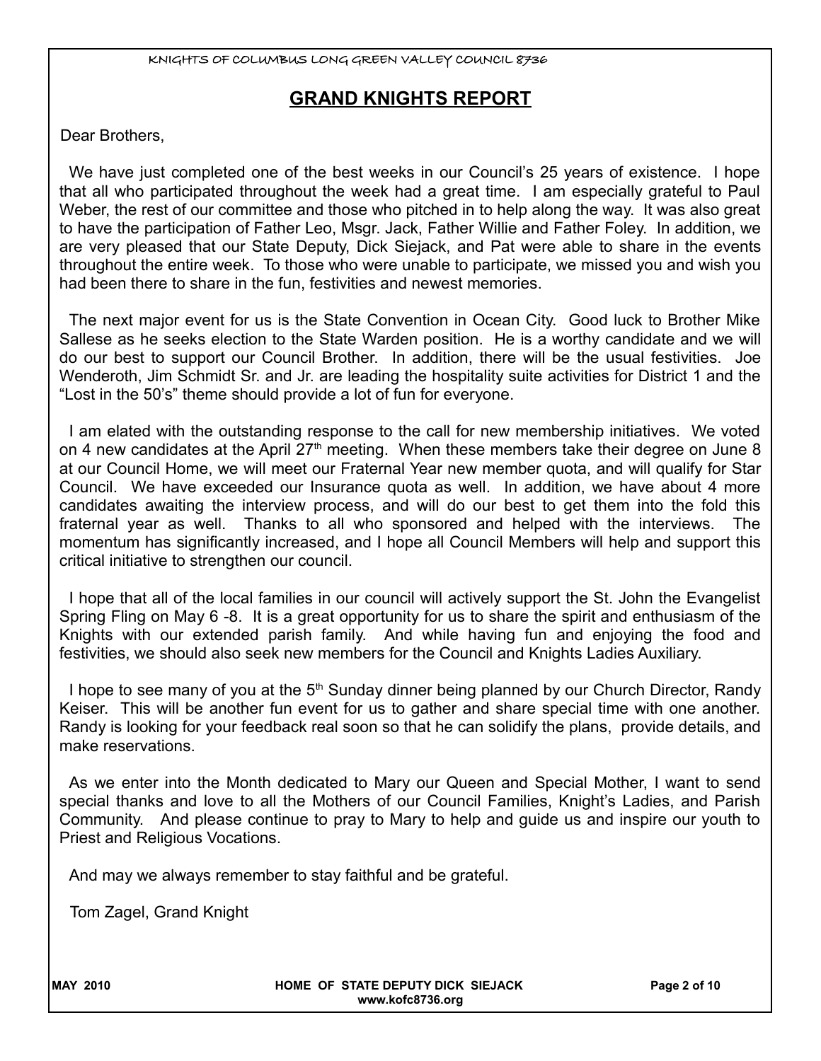## GRAND KNIGHTS REPORT

Dear Brothers,

We have just completed one of the best weeks in our Council's 25 years of existence. I hope that all who participated throughout the week had a great time. I am especially grateful to Paul Weber, the rest of our committee and those who pitched in to help along the way. It was also great to have the participation of Father Leo, Msgr. Jack, Father Willie and Father Foley. In addition, we are very pleased that our State Deputy, Dick Siejack, and Pat were able to share in the events throughout the entire week. To those who were unable to participate, we missed you and wish you had been there to share in the fun, festivities and newest memories.

The next major event for us is the State Convention in Ocean City. Good luck to Brother Mike Sallese as he seeks election to the State Warden position. He is a worthy candidate and we will do our best to support our Council Brother. In addition, there will be the usual festivities. Joe Wenderoth, Jim Schmidt Sr. and Jr. are leading the hospitality suite activities for District 1 and the "Lost in the 50's" theme should provide a lot of fun for everyone.

I am elated with the outstanding response to the call for new membership initiatives. We voted on 4 new candidates at the April 27th meeting. When these members take their degree on June 8 at our Council Home, we will meet our Fraternal Year new member quota, and will qualify for Star Council. We have exceeded our Insurance quota as well. In addition, we have about 4 more candidates awaiting the interview process, and will do our best to get them into the fold this fraternal year as well. Thanks to all who sponsored and helped with the interviews. The momentum has significantly increased, and I hope all Council Members will help and support this critical initiative to strengthen our council.

I hope that all of the local families in our council will actively support the St. John the Evangelist Spring Fling on May 6 -8. It is a great opportunity for us to share the spirit and enthusiasm of the Knights with our extended parish family. And while having fun and enjoying the food and festivities, we should also seek new members for the Council and Knights Ladies Auxiliary.

I hope to see many of you at the 5th Sunday dinner being planned by our Church Director, Randy Keiser. This will be another fun event for us to gather and share special time with one another. Randy is looking for your feedback real soon so that he can solidify the plans, provide details, and make reservations.

As we enter into the Month dedicated to Mary our Queen and Special Mother, I want to send special thanks and love to all the Mothers of our Council Families, Knight's Ladies, and Parish Community. And please continue to pray to Mary to help and guide us and inspire our youth to Priest and Religious Vocations.

And may we always remember to stay faithful and be grateful.

Tom Zagel, Grand Knight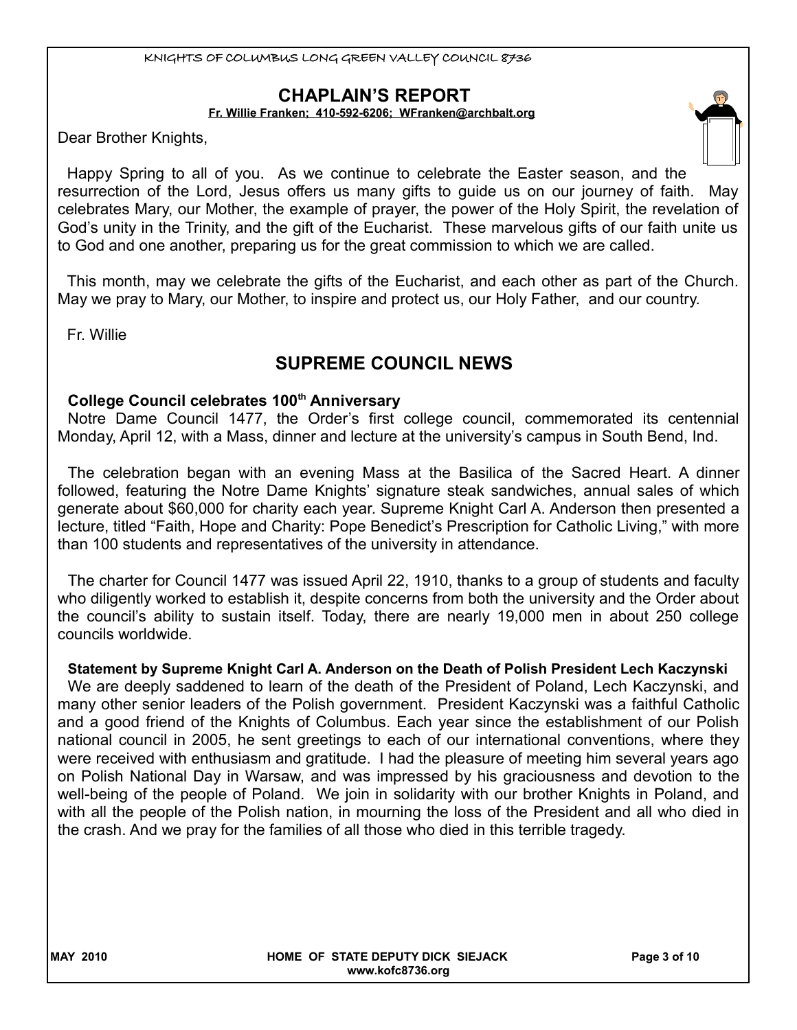## CHAPLAIN'S REPORT

**Fr. Willie Franken; 410-592-6206; WFranken@archbalt.org**

Dear Brother Knights,

Happy Spring to all of you. As we continue to celebrate the Easter season, and the resurrection of the Lord, Jesus offers us many gifts to guide us on our journey of faith. May celebrates Mary, our Mother, the example of prayer, the power of the Holy Spirit, the revelation of God's unity in the Trinity, and the gift of the Eucharist. These marvelous gifts of our faith unite us to God and one another, preparing us for the great commission to which we are called.

This month, may we celebrate the gifts of the Eucharist, and each other as part of the Church. May we pray to Mary, our Mother, to inspire and protect us, our Holy Father, and our country.

Fr. Willie

## SUPREME COUNCIL NEWS

### College Council celebrates 100th Anniversary

Notre Dame Council 1477, the Order's first college council, commemorated its centennial Monday, April 12, with a Mass, dinner and lecture at the university's campus in South Bend, Ind.

The celebration began with an evening Mass at the Basilica of the Sacred Heart. A dinner followed, featuring the Notre Dame Knights' signature steak sandwiches, annual sales of which generate about $60,000 for charity each year. Supreme Knight Carl A. Anderson then presented a lecture, titled "Faith, Hope and Charity: Pope Benedict's Prescription for Catholic Living," with more than 100 students and representatives of the university in attendance.

The charter for Council 1477 was issued April 22, 1910, thanks to a group of students and faculty who diligently worked to establish it, despite concerns from both the university and the Order about the council's ability to sustain itself. Today, there are nearly 19,000 men in about 250 college councils worldwide.

### Statement by Supreme Knight Carl A. Anderson on the Death of Polish President Lech Kaczynski

We are deeply saddened to learn of the death of the President of Poland, Lech Kaczynski, and many other senior leaders of the Polish government. President Kaczynski was a faithful Catholic and a good friend of the Knights of Columbus. Each year since the establishment of our Polish national council in 2005, he sent greetings to each of our international conventions, where they were received with enthusiasm and gratitude. I had the pleasure of meeting him several years ago on Polish National Day in Warsaw, and was impressed by his graciousness and devotion to the well-being of the people of Poland. We join in solidarity with our brother Knights in Poland, and with all the people of the Polish nation, in mourning the loss of the President and all who died in the crash. And we pray for the families of all those who died in this terrible tragedy.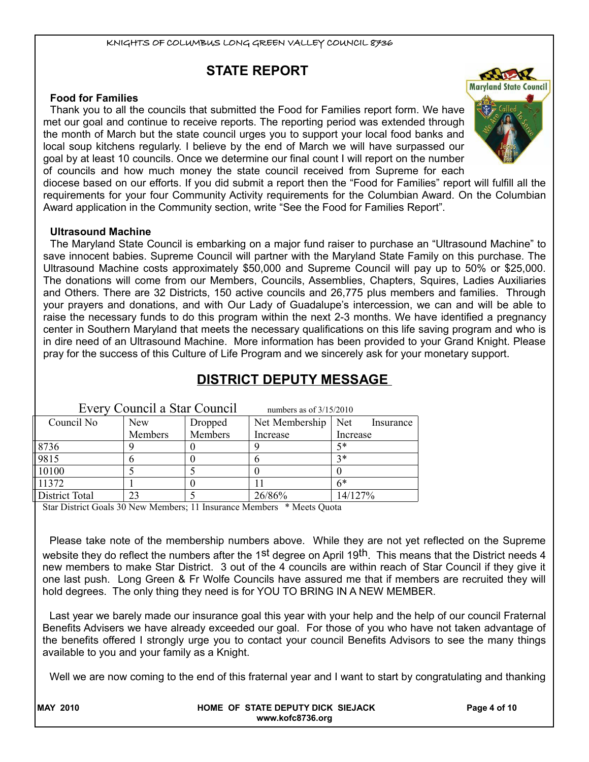## STATE REPORT

### Food for Families

Thank you to all the councils that submitted the Food for Families report form. We have met our goal and continue to receive reports. The reporting period was extended through the month of March but the state council urges you to support your local food banks and local soup kitchens regularly. I believe by the end of March we will have surpassed our goal by at least 10 councils. Once we determine our final count I will report on the number of councils and how much money the state council received from Supreme for each diocese based on our efforts. If you did submit a report then the "Food for Families" report will fulfill all the requirements for your four Community Activity requirements for the Columbian Award. On the Columbian Award application in the Community section, write "See the Food for Families Report".

### Ultrasound Machine

The Maryland State Council is embarking on a major fund raiser to purchase an "Ultrasound Machine" to save innocent babies. Supreme Council will partner with the Maryland State Family on this purchase. The Ultrasound Machine costs approximately $50,000 and Supreme Council will pay up to 50% or $25,000. The donations will come from our Members, Councils, Assemblies, Chapters, Squires, Ladies Auxiliaries and Others. There are 32 Districts, 150 active councils and 26,775 plus members and families. Through your prayers and donations, and with Our Lady of Guadalupe's intercession, we can and will be able to raise the necessary funds to do this program within the next 2-3 months. We have identified a pregnancy center in Southern Maryland that meets the necessary qualifications on this life saving program and who is in dire need of an Ultrasound Machine. More information has been provided to your Grand Knight. Please pray for the success of this Culture of Life Program and we sincerely ask for your monetary support.

## DISTRICT DEPUTY MESSAGE

Every Council a Star Council — numbers as of 3/15/2010

| Council No | New Members | Dropped Members | Net Membership Increase | Net Insurance Increase |
|---|---|---|---|---|
| 8736 | 9 | 0 | 9 | 5* |
| 9815 | 6 | 0 | 6 | 3* |
| 10100 | 5 | 5 | 0 | 0 |
| 11372 | 1 | 0 | 11 | 6* |
| District Total | 23 | 5 | 26/86% | 14/127% |

Star District Goals 30 New Members; 11 Insurance Members * Meets Quota

Please take note of the membership numbers above. While they are not yet reflected on the Supreme website they do reflect the numbers after the 1st degree on April 19th. This means that the District needs 4 new members to make Star District. 3 out of the 4 councils are within reach of Star Council if they give it one last push. Long Green & Fr Wolfe Councils have assured me that if members are recruited they will hold degrees. The only thing they need is for YOU TO BRING IN A NEW MEMBER.

Last year we barely made our insurance goal this year with your help and the help of our council Fraternal Benefits Advisers we have already exceeded our goal. For those of you who have not taken advantage of the benefits offered I strongly urge you to contact your council Benefits Advisors to see the many things available to you and your family as a Knight.

Well we are now coming to the end of this fraternal year and I want to start by congratulating and thanking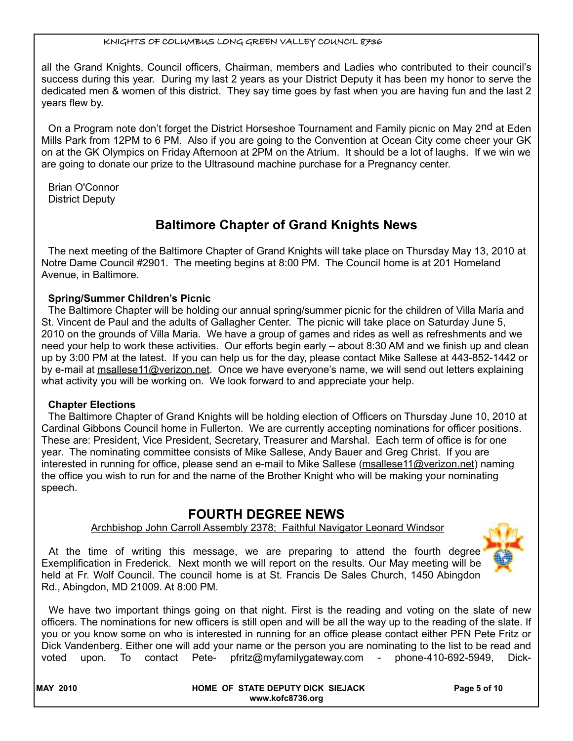all the Grand Knights, Council officers, Chairman, members and Ladies who contributed to their council's success during this year. During my last 2 years as your District Deputy it has been my honor to serve the dedicated men & women of this district. They say time goes by fast when you are having fun and the last 2 years flew by.

On a Program note don't forget the District Horseshoe Tournament and Family picnic on May 2nd at Eden Mills Park from 12PM to 6 PM. Also if you are going to the Convention at Ocean City come cheer your GK on at the GK Olympics on Friday Afternoon at 2PM on the Atrium. It should be a lot of laughs. If we win we are going to donate our prize to the Ultrasound machine purchase for a Pregnancy center.

Brian O'Connor
District Deputy

## Baltimore Chapter of Grand Knights News

The next meeting of the Baltimore Chapter of Grand Knights will take place on Thursday May 13, 2010 at Notre Dame Council #2901. The meeting begins at 8:00 PM. The Council home is at 201 Homeland Avenue, in Baltimore.

**Spring/Summer Children's Picnic**

The Baltimore Chapter will be holding our annual spring/summer picnic for the children of Villa Maria and St. Vincent de Paul and the adults of Gallagher Center. The picnic will take place on Saturday June 5, 2010 on the grounds of Villa Maria. We have a group of games and rides as well as refreshments and we need your help to work these activities. Our efforts begin early – about 8:30 AM and we finish up and clean up by 3:00 PM at the latest. If you can help us for the day, please contact Mike Sallese at 443-852-1442 or by e-mail at msallese11@verizon.net. Once we have everyone's name, we will send out letters explaining what activity you will be working on. We look forward to and appreciate your help.

**Chapter Elections**

The Baltimore Chapter of Grand Knights will be holding election of Officers on Thursday June 10, 2010 at Cardinal Gibbons Council home in Fullerton. We are currently accepting nominations for officer positions. These are: President, Vice President, Secretary, Treasurer and Marshal. Each term of office is for one year. The nominating committee consists of Mike Sallese, Andy Bauer and Greg Christ. If you are interested in running for office, please send an e-mail to Mike Sallese (msallese11@verizon.net) naming the office you wish to run for and the name of the Brother Knight who will be making your nominating speech.

## FOURTH DEGREE NEWS

Archbishop John Carroll Assembly 2378; Faithful Navigator Leonard Windsor

At the time of writing this message, we are preparing to attend the fourth degree Exemplification in Frederick. Next month we will report on the results. Our May meeting will be held at Fr. Wolf Council. The council home is at St. Francis De Sales Church, 1450 Abingdon Rd., Abingdon, MD 21009. At 8:00 PM.

We have two important things going on that night. First is the reading and voting on the slate of new officers. The nominations for new officers is still open and will be all the way up to the reading of the slate. If you or you know some on who is interested in running for an office please contact either PFN Pete Fritz or Dick Vandenberg. Either one will add your name or the person you are nominating to the list to be read and voted upon. To contact Pete- pfritz@myfamilygateway.com - phone-410-692-5949, Dick-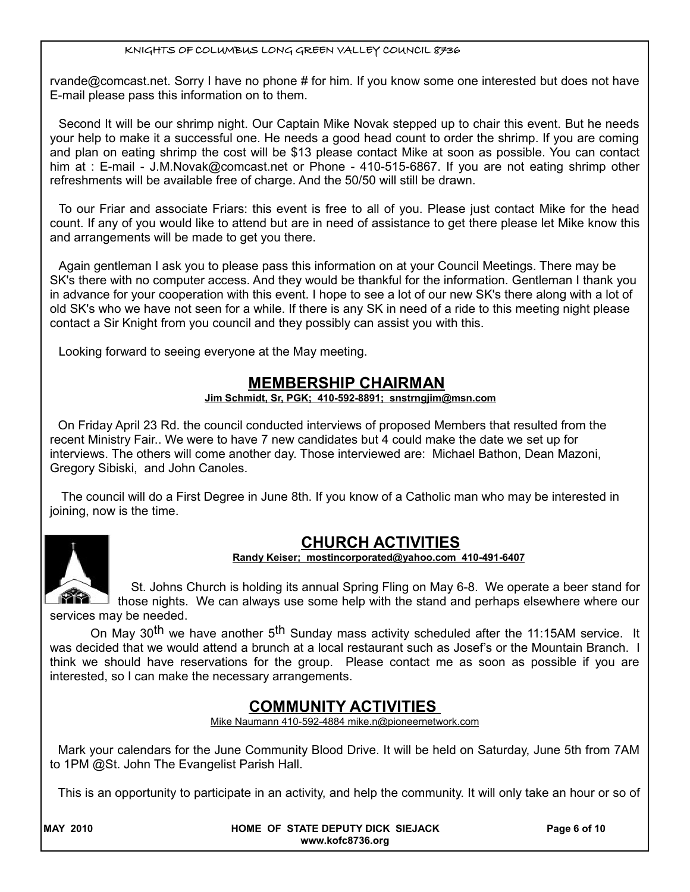rvande@comcast.net. Sorry I have no phone # for him. If you know some one interested but does not have E-mail please pass this information on to them.

Second It will be our shrimp night. Our Captain Mike Novak stepped up to chair this event. But he needs your help to make it a successful one. He needs a good head count to order the shrimp. If you are coming and plan on eating shrimp the cost will be $13 please contact Mike at soon as possible. You can contact him at : E-mail - J.M.Novak@comcast.net or Phone - 410-515-6867. If you are not eating shrimp other refreshments will be available free of charge. And the 50/50 will still be drawn.

To our Friar and associate Friars: this event is free to all of you. Please just contact Mike for the head count. If any of you would like to attend but are in need of assistance to get there please let Mike know this and arrangements will be made to get you there.

Again gentleman I ask you to please pass this information on at your Council Meetings. There may be SK's there with no computer access. And they would be thankful for the information. Gentleman I thank you in advance for your cooperation with this event. I hope to see a lot of our new SK's there along with a lot of old SK's who we have not seen for a while. If there is any SK in need of a ride to this meeting night please contact a Sir Knight from you council and they possibly can assist you with this.

Looking forward to seeing everyone at the May meeting.

## MEMBERSHIP CHAIRMAN

**Jim Schmidt, Sr, PGK; 410-592-8891; snstrngjim@msn.com**

On Friday April 23 Rd. the council conducted interviews of proposed Members that resulted from the recent Ministry Fair.. We were to have 7 new candidates but 4 could make the date we set up for interviews. The others will come another day. Those interviewed are: Michael Bathon, Dean Mazoni, Gregory Sibiski, and John Canoles.

The council will do a First Degree in June 8th. If you know of a Catholic man who may be interested in joining, now is the time.

## CHURCH ACTIVITIES

**Randy Keiser; mostincorporated@yahoo.com 410-491-6407**

St. Johns Church is holding its annual Spring Fling on May 6-8. We operate a beer stand for those nights. We can always use some help with the stand and perhaps elsewhere where our services may be needed.

On May 30th we have another 5th Sunday mass activity scheduled after the 11:15AM service. It was decided that we would attend a brunch at a local restaurant such as Josef's or the Mountain Branch. I think we should have reservations for the group. Please contact me as soon as possible if you are interested, so I can make the necessary arrangements.

## COMMUNITY ACTIVITIES

Mike Naumann 410-592-4884 mike.n@pioneernetwork.com

Mark your calendars for the June Community Blood Drive. It will be held on Saturday, June 5th from 7AM to 1PM @St. John The Evangelist Parish Hall.

This is an opportunity to participate in an activity, and help the community. It will only take an hour or so of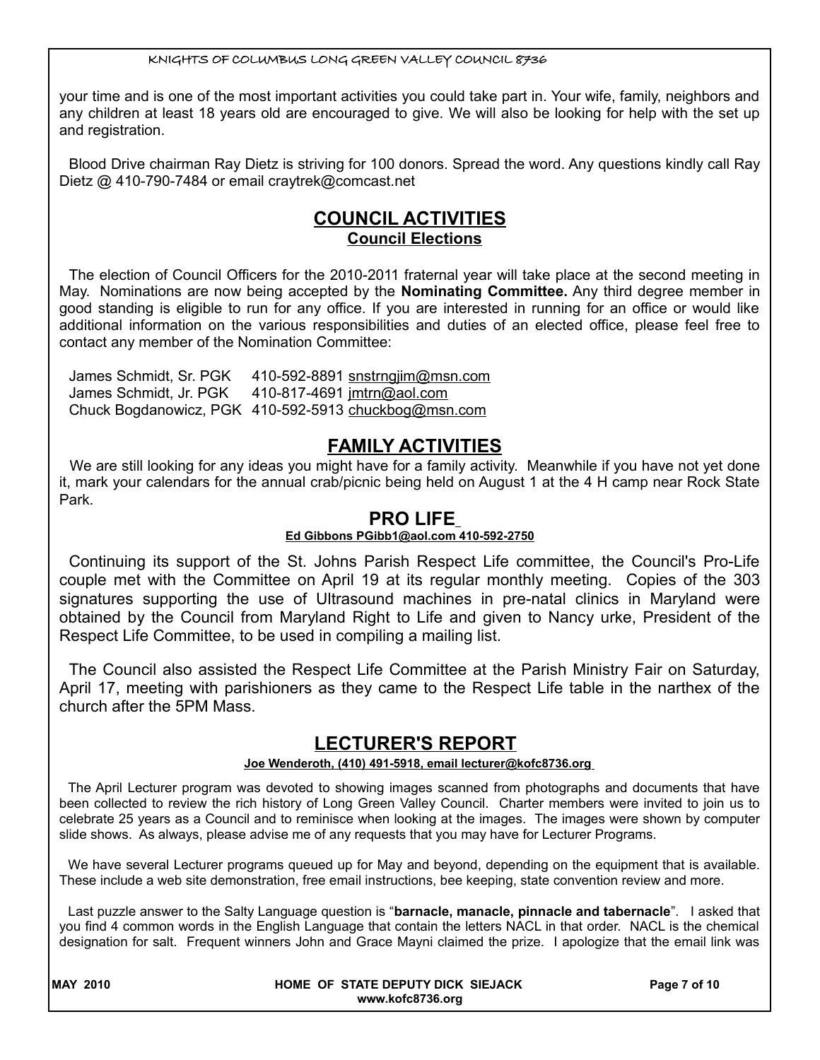your time and is one of the most important activities you could take part in. Your wife, family, neighbors and any children at least 18 years old are encouraged to give. We will also be looking for help with the set up and registration.

Blood Drive chairman Ray Dietz is striving for 100 donors. Spread the word. Any questions kindly call Ray Dietz @ 410-790-7484 or email craytrek@comcast.net

## COUNCIL ACTIVITIES

### Council Elections

The election of Council Officers for the 2010-2011 fraternal year will take place at the second meeting in May. Nominations are now being accepted by the **Nominating Committee.** Any third degree member in good standing is eligible to run for any office. If you are interested in running for an office or would like additional information on the various responsibilities and duties of an elected office, please feel free to contact any member of the Nomination Committee:

James Schmidt, Sr. PGK 410-592-8891 snstrngjim@msn.com
James Schmidt, Jr. PGK 410-817-4691 jmtrn@aol.com
Chuck Bogdanowicz, PGK 410-592-5913 chuckbog@msn.com

## FAMILY ACTIVITIES

We are still looking for any ideas you might have for a family activity. Meanwhile if you have not yet done it, mark your calendars for the annual crab/picnic being held on August 1 at the 4 H camp near Rock State Park.

## PRO LIFE

**Ed Gibbons PGibb1@aol.com 410-592-2750**

Continuing its support of the St. Johns Parish Respect Life committee, the Council's Pro-Life couple met with the Committee on April 19 at its regular monthly meeting. Copies of the 303 signatures supporting the use of Ultrasound machines in pre-natal clinics in Maryland were obtained by the Council from Maryland Right to Life and given to Nancy urke, President of the Respect Life Committee, to be used in compiling a mailing list.

The Council also assisted the Respect Life Committee at the Parish Ministry Fair on Saturday, April 17, meeting with parishioners as they came to the Respect Life table in the narthex of the church after the 5PM Mass.

## LECTURER'S REPORT

**Joe Wenderoth, (410) 491-5918, email lecturer@kofc8736.org**

The April Lecturer program was devoted to showing images scanned from photographs and documents that have been collected to review the rich history of Long Green Valley Council. Charter members were invited to join us to celebrate 25 years as a Council and to reminisce when looking at the images. The images were shown by computer slide shows. As always, please advise me of any requests that you may have for Lecturer Programs.

We have several Lecturer programs queued up for May and beyond, depending on the equipment that is available. These include a web site demonstration, free email instructions, bee keeping, state convention review and more.

Last puzzle answer to the Salty Language question is "**barnacle, manacle, pinnacle and tabernacle**". I asked that you find 4 common words in the English Language that contain the letters NACL in that order. NACL is the chemical designation for salt. Frequent winners John and Grace Mayni claimed the prize. I apologize that the email link was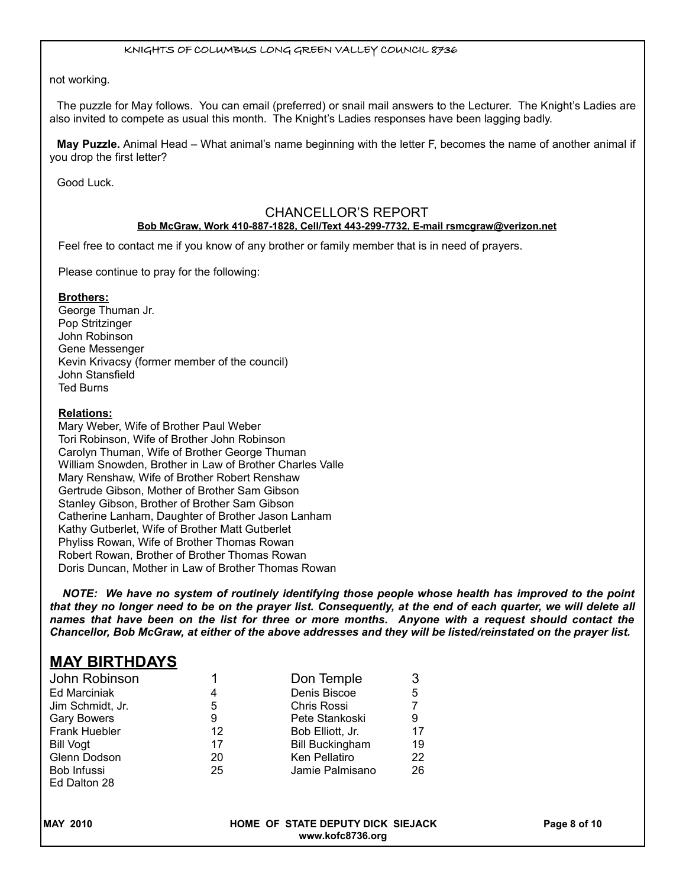not working.

The puzzle for May follows. You can email (preferred) or snail mail answers to the Lecturer. The Knight's Ladies are also invited to compete as usual this month. The Knight's Ladies responses have been lagging badly.

**May Puzzle.** Animal Head – What animal's name beginning with the letter F, becomes the name of another animal if you drop the first letter?

Good Luck.

## CHANCELLOR'S REPORT

**Bob McGraw, Work 410-887-1828, Cell/Text 443-299-7732, E-mail rsmcgraw@verizon.net**

Feel free to contact me if you know of any brother or family member that is in need of prayers.

Please continue to pray for the following:

**Brothers:**

George Thuman Jr.
Pop Stritzinger
John Robinson
Gene Messenger
Kevin Krivacsy (former member of the council)
John Stansfield
Ted Burns

**Relations:**

Mary Weber, Wife of Brother Paul Weber
Tori Robinson, Wife of Brother John Robinson
Carolyn Thuman, Wife of Brother George Thuman
William Snowden, Brother in Law of Brother Charles Valle
Mary Renshaw, Wife of Brother Robert Renshaw
Gertrude Gibson, Mother of Brother Sam Gibson
Stanley Gibson, Brother of Brother Sam Gibson
Catherine Lanham, Daughter of Brother Jason Lanham
Kathy Gutberlet, Wife of Brother Matt Gutberlet
Phyliss Rowan, Wife of Brother Thomas Rowan
Robert Rowan, Brother of Brother Thomas Rowan
Doris Duncan, Mother in Law of Brother Thomas Rowan

***NOTE: We have no system of routinely identifying those people whose health has improved to the point that they no longer need to be on the prayer list. Consequently, at the end of each quarter, we will delete all names that have been on the list for three or more months. Anyone with a request should contact the Chancellor, Bob McGraw, at either of the above addresses and they will be listed/reinstated on the prayer list.***

## MAY BIRTHDAYS

| | | | |
|---|---|---|---|
| John Robinson | 1 | Don Temple | 3 |
| Ed Marciniak | 4 | Denis Biscoe | 5 |
| Jim Schmidt, Jr. | 5 | Chris Rossi | 7 |
| Gary Bowers | 9 | Pete Stankoski | 9 |
| Frank Huebler | 12 | Bob Elliott, Jr. | 17 |
| Bill Vogt | 17 | Bill Buckingham | 19 |
| Glenn Dodson | 20 | Ken Pellatiro | 22 |
| Bob Infussi | 25 | Jamie Palmisano | 26 |
| Ed Dalton 28 | | | |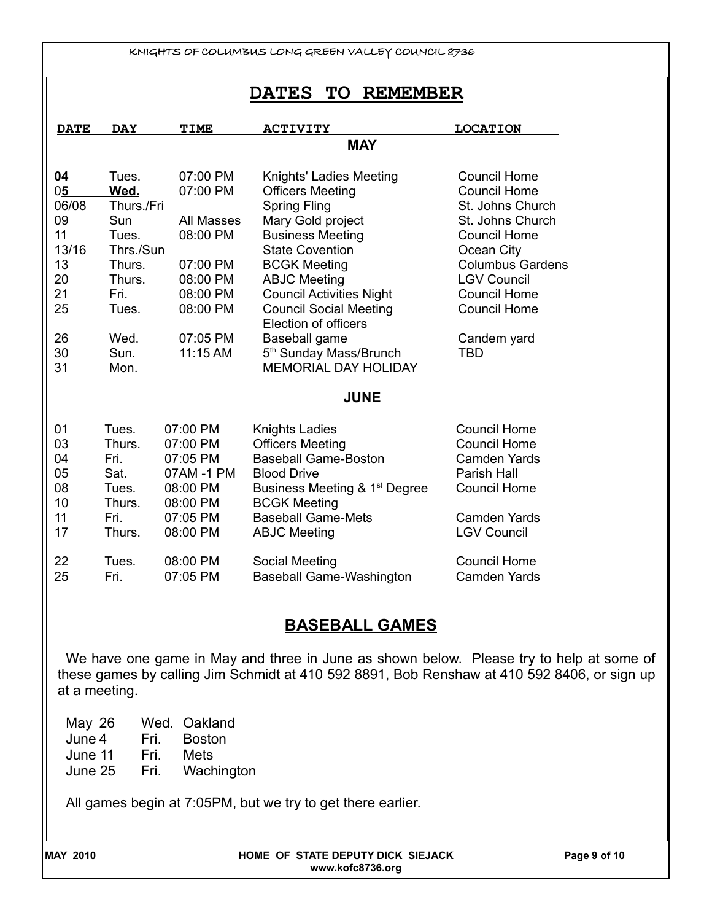# DATES TO REMEMBER

| DATE | DAY | TIME | ACTIVITY | LOCATION |
|---|---|---|---|---|
| | | | **MAY** | |
| **04** | Tues. | 07:00 PM | Knights' Ladies Meeting | Council Home |
| 0**5** | **Wed.** | 07:00 PM | Officers Meeting | Council Home |
| 06/08 | Thurs./Fri | | Spring Fling | St. Johns Church |
| 09 | Sun | All Masses | Mary Gold project | St. Johns Church |
| 11 | Tues. | 08:00 PM | Business Meeting | Council Home |
| 13/16 | Thrs./Sun | | State Covention | Ocean City |
| 13 | Thurs. | 07:00 PM | BCGK Meeting | Columbus Gardens |
| 20 | Thurs. | 08:00 PM | ABJC Meeting | LGV Council |
| 21 | Fri. | 08:00 PM | Council Activities Night | Council Home |
| 25 | Tues. | 08:00 PM | Council Social Meeting Election of officers | Council Home |
| 26 | Wed. | 07:05 PM | Baseball game | Candem yard |
| 30 | Sun. | 11:15 AM | 5th Sunday Mass/Brunch | TBD |
| 31 | Mon. | | MEMORIAL DAY HOLIDAY | |
| | | | **JUNE** | |
| 01 | Tues. | 07:00 PM | Knights Ladies | Council Home |
| 03 | Thurs. | 07:00 PM | Officers Meeting | Council Home |
| 04 | Fri. | 07:05 PM | Baseball Game-Boston | Camden Yards |
| 05 | Sat. | 07AM -1 PM | Blood Drive | Parish Hall |
| 08 | Tues. | 08:00 PM | Business Meeting & 1st Degree | Council Home |
| 10 | Thurs. | 08:00 PM | BCGK Meeting | |
| 11 | Fri. | 07:05 PM | Baseball Game-Mets | Camden Yards |
| 17 | Thurs. | 08:00 PM | ABJC Meeting | LGV Council |
| 22 | Tues. | 08:00 PM | Social Meeting | Council Home |
| 25 | Fri. | 07:05 PM | Baseball Game-Washington | Camden Yards |

## BASEBALL GAMES

We have one game in May and three in June as shown below. Please try to help at some of these games by calling Jim Schmidt at 410 592 8891, Bob Renshaw at 410 592 8406, or sign up at a meeting.

| | | |
|---|---|---|
| May 26 | Wed. | Oakland |
| June 4 | Fri. | Boston |
| June 11 | Fri. | Mets |
| June 25 | Fri. | Wachington |

All games begin at 7:05PM, but we try to get there earlier.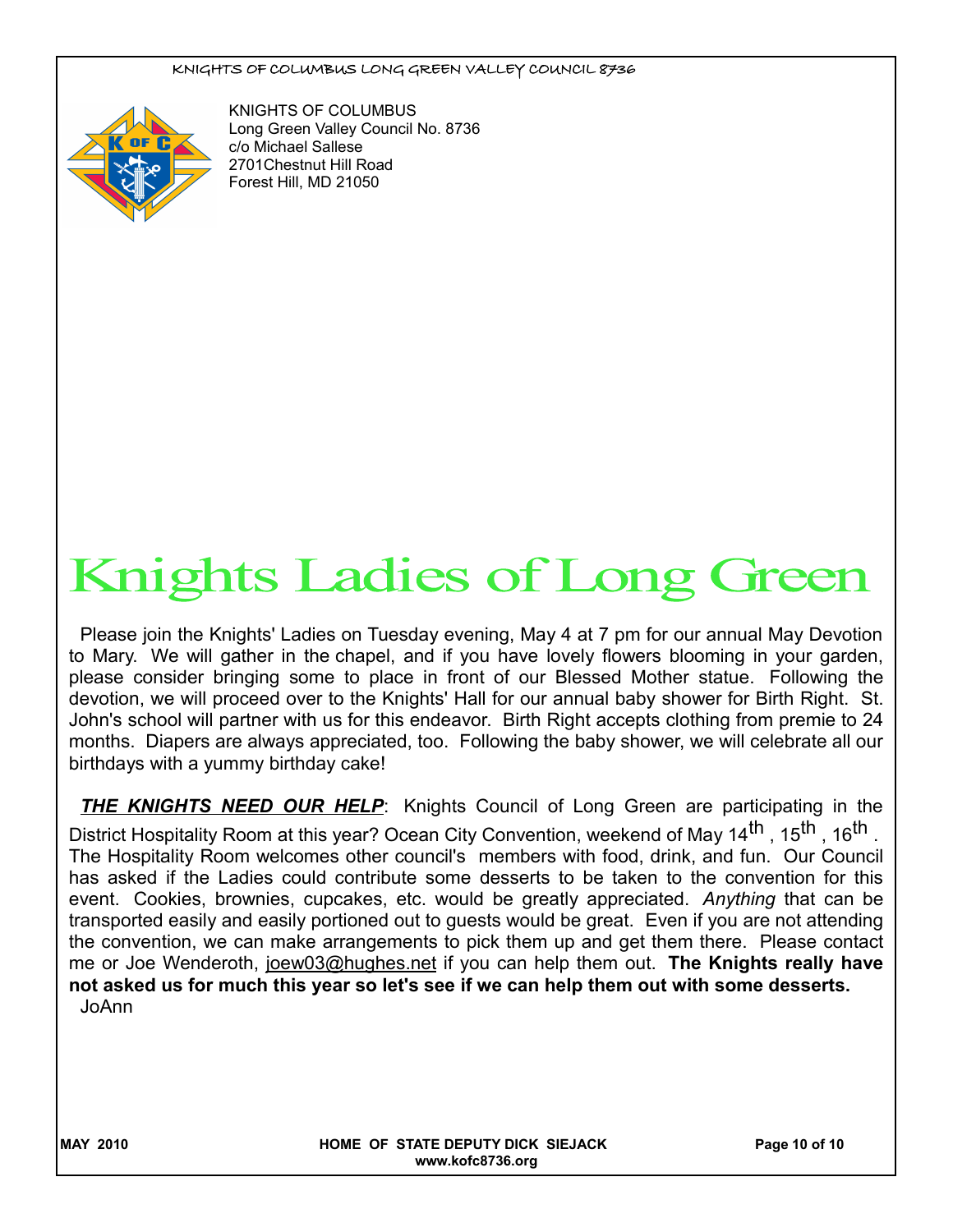KNIGHTS OF COLUMBUS
Long Green Valley Council No. 8736
c/o Michael Sallese
2701Chestnut Hill Road
Forest Hill, MD 21050

# Knights Ladies of Long Green

Please join the Knights' Ladies on Tuesday evening, May 4 at 7 pm for our annual May Devotion to Mary. We will gather in the chapel, and if you have lovely flowers blooming in your garden, please consider bringing some to place in front of our Blessed Mother statue. Following the devotion, we will proceed over to the Knights' Hall for our annual baby shower for Birth Right. St. John's school will partner with us for this endeavor. Birth Right accepts clothing from premie to 24 months. Diapers are always appreciated, too. Following the baby shower, we will celebrate all our birthdays with a yummy birthday cake!

***THE KNIGHTS NEED OUR HELP***: Knights Council of Long Green are participating in the District Hospitality Room at this year? Ocean City Convention, weekend of May 14th , 15th , 16th . The Hospitality Room welcomes other council's members with food, drink, and fun. Our Council has asked if the Ladies could contribute some desserts to be taken to the convention for this event. Cookies, brownies, cupcakes, etc. would be greatly appreciated. *Anything* that can be transported easily and easily portioned out to guests would be great. Even if you are not attending the convention, we can make arrangements to pick them up and get them there. Please contact me or Joe Wenderoth, joew03@hughes.net if you can help them out. **The Knights really have not asked us for much this year so let's see if we can help them out with some desserts.**
JoAnn